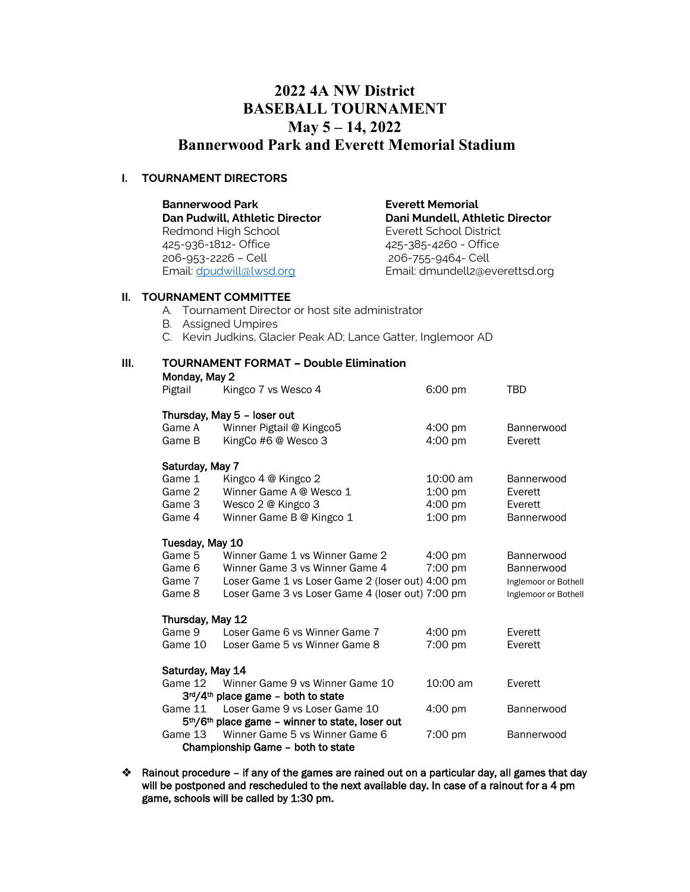# 2022 4A NW District
# BASEBALL TOURNAMENT
# May 5 – 14, 2022
# Bannerwood Park and Everett Memorial Stadium

## I. TOURNAMENT DIRECTORS

**Bannerwood Park**
**Dan Pudwill, Athletic Director**
Redmond High School
425-936-1812- Office
206-953-2226 – Cell
Email: dpudwill@lwsd.org

**Everett Memorial**
**Dani Mundell, Athletic Director**
Everett School District
425-385-4260 - Office
206-755-9464- Cell
Email: dmundell2@everettsd.org

## II. TOURNAMENT COMMITTEE

A. Tournament Director or host site administrator
B. Assigned Umpires
C. Kevin Judkins, Glacier Peak AD; Lance Gatter, Inglemoor AD

## III. TOURNAMENT FORMAT – Double Elimination

**Monday, May 2**

| | | | |
|---|---|---|---|
| Pigtail | Kingco 7 vs Wesco 4 | 6:00 pm | TBD |

**Thursday, May 5 – loser out**

| | | | |
|---|---|---|---|
| Game A | Winner Pigtail @ Kingco5 | 4:00 pm | Bannerwood |
| Game B | KingCo #6 @ Wesco 3 | 4:00 pm | Everett |

**Saturday, May 7**

| | | | |
|---|---|---|---|
| Game 1 | Kingco 4 @ Kingco 2 | 10:00 am | Bannerwood |
| Game 2 | Winner Game A @ Wesco 1 | 1:00 pm | Everett |
| Game 3 | Wesco 2 @ Kingco 3 | 4:00 pm | Everett |
| Game 4 | Winner Game B @ Kingco 1 | 1:00 pm | Bannerwood |

**Tuesday, May 10**

| | | | |
|---|---|---|---|
| Game 5 | Winner Game 1 vs Winner Game 2 | 4:00 pm | Bannerwood |
| Game 6 | Winner Game 3 vs Winner Game 4 | 7:00 pm | Bannerwood |
| Game 7 | Loser Game 1 vs Loser Game 2 (loser out) | 4:00 pm | Inglemoor or Bothell |
| Game 8 | Loser Game 3 vs Loser Game 4 (loser out) | 7:00 pm | Inglemoor or Bothell |

**Thursday, May 12**

| | | | |
|---|---|---|---|
| Game 9 | Loser Game 6 vs Winner Game 7 | 4:00 pm | Everett |
| Game 10 | Loser Game 5 vs Winner Game 8 | 7:00 pm | Everett |

**Saturday, May 14**

| | | | |
|---|---|---|---|
| Game 12 | Winner Game 9 vs Winner Game 10 | 10:00 am | Everett |
| | **3rd/4th place game – both to state** | | |
| Game 11 | Loser Game 9 vs Loser Game 10 | 4:00 pm | Bannerwood |
| | **5th/6th place game – winner to state, loser out** | | |
| Game 13 | Winner Game 5 vs Winner Game 6 | 7:00 pm | Bannerwood |
| | **Championship Game – both to state** | | |

- Rainout procedure – if any of the games are rained out on a particular day, all games that day will be postponed and rescheduled to the next available day. In case of a rainout for a 4 pm game, schools will be called by 1:30 pm.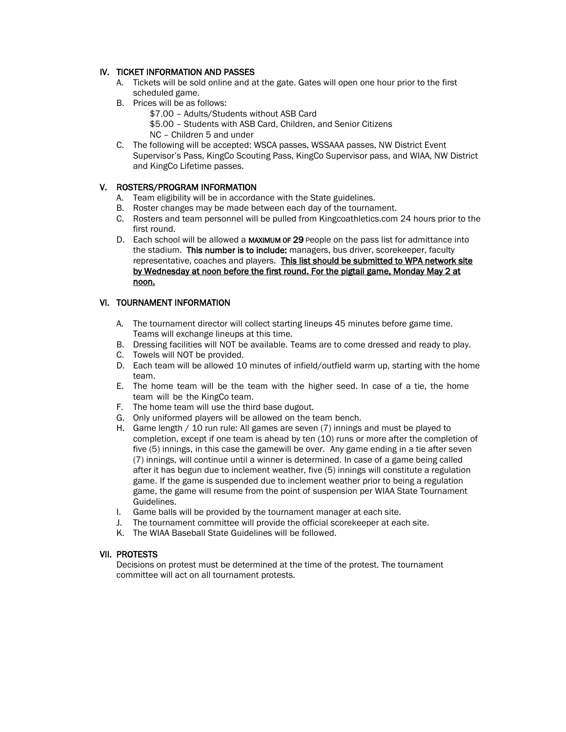## IV. TICKET INFORMATION AND PASSES

A. Tickets will be sold online and at the gate. Gates will open one hour prior to the first scheduled game.

B. Prices will be as follows:

   $7.00 – Adults/Students without ASB Card
   $5.00 – Students with ASB Card, Children, and Senior Citizens
   NC – Children 5 and under

C. The following will be accepted: WSCA passes, WSSAAA passes, NW District Event Supervisor's Pass, KingCo Scouting Pass, KingCo Supervisor pass, and WIAA, NW District and KingCo Lifetime passes.

## V. ROSTERS/PROGRAM INFORMATION

A. Team eligibility will be in accordance with the State guidelines.

B. Roster changes may be made between each day of the tournament.

C. Rosters and team personnel will be pulled from Kingcoathletics.com 24 hours prior to the first round.

D. Each school will be allowed a **MAXIMUM OF 29** people on the pass list for admittance into the stadium. **This number is to include:** managers, bus driver, scorekeeper, faculty representative, coaches and players. **This list should be submitted to WPA network site by Wednesday at noon before the first round. For the pigtail game, Monday May 2 at noon.**

## VI. TOURNAMENT INFORMATION

A. The tournament director will collect starting lineups 45 minutes before game time. Teams will exchange lineups at this time.

B. Dressing facilities will NOT be available. Teams are to come dressed and ready to play.

C. Towels will NOT be provided.

D. Each team will be allowed 10 minutes of infield/outfield warm up, starting with the home team.

E. The home team will be the team with the higher seed. In case of a tie, the home team will be the KingCo team.

F. The home team will use the third base dugout.

G. Only uniformed players will be allowed on the team bench.

H. Game length / 10 run rule: All games are seven (7) innings and must be played to completion, except if one team is ahead by ten (10) runs or more after the completion of five (5) innings, in this case the gamewill be over. Any game ending in a tie after seven (7) innings, will continue until a winner is determined. In case of a game being called after it has begun due to inclement weather, five (5) innings will constitute a regulation game. If the game is suspended due to inclement weather prior to being a regulation game, the game will resume from the point of suspension per WIAA State Tournament Guidelines.

I. Game balls will be provided by the tournament manager at each site.

J. The tournament committee will provide the official scorekeeper at each site.

K. The WIAA Baseball State Guidelines will be followed.

## VII. PROTESTS

Decisions on protest must be determined at the time of the protest. The tournament committee will act on all tournament protests.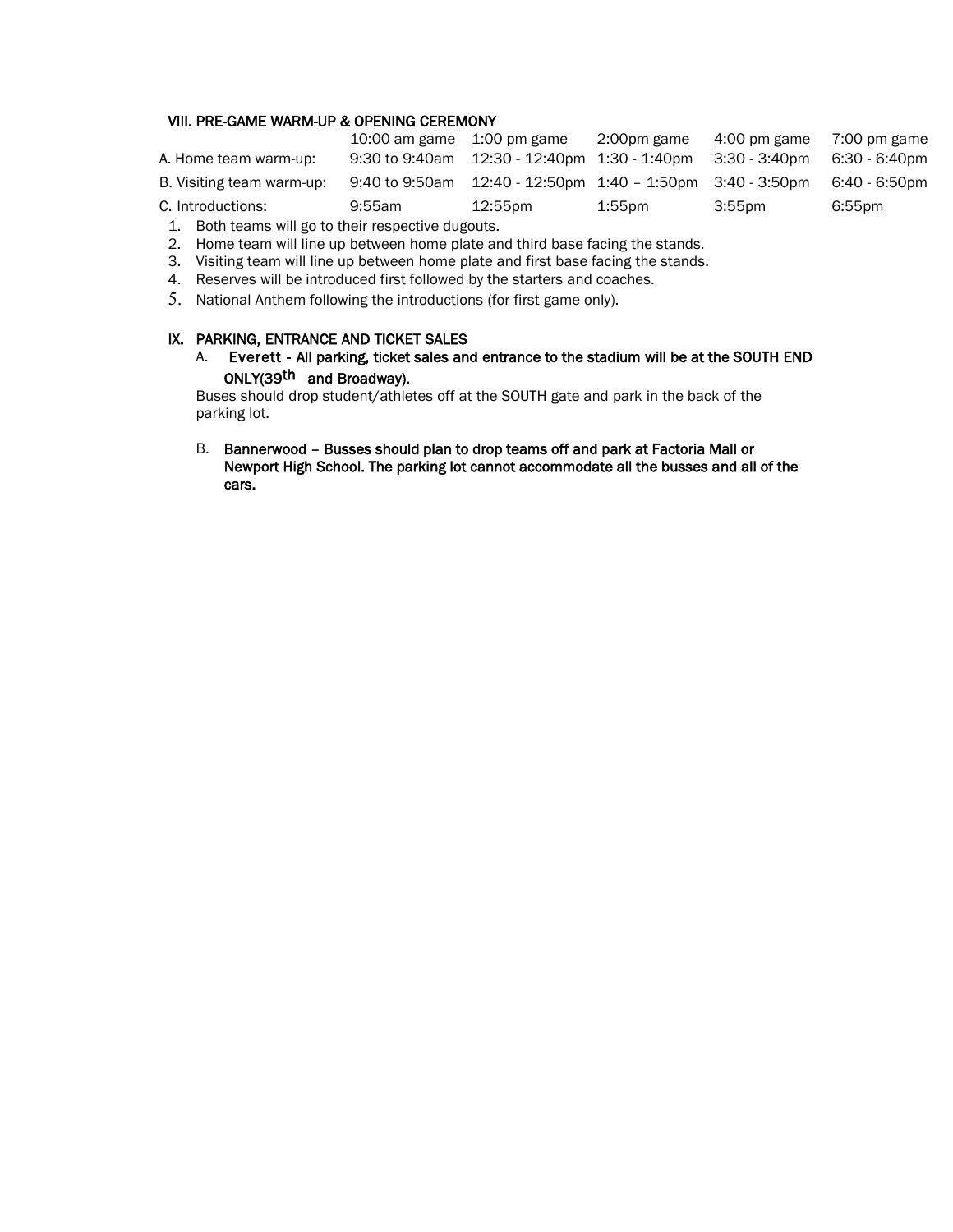### VIII. PRE-GAME WARM-UP & OPENING CEREMONY

| | 10:00 am game | 1:00 pm game | 2:00pm game | 4:00 pm game | 7:00 pm game |
|---|---|---|---|---|---|
| A. Home team warm-up: | 9:30 to 9:40am | 12:30 - 12:40pm | 1:30 - 1:40pm | 3:30 - 3:40pm | 6:30 - 6:40pm |
| B. Visiting team warm-up: | 9:40 to 9:50am | 12:40 - 12:50pm | 1:40 – 1:50pm | 3:40 - 3:50pm | 6:40 - 6:50pm |
| C. Introductions: | 9:55am | 12:55pm | 1:55pm | 3:55pm | 6:55pm |

1. Both teams will go to their respective dugouts.
2. Home team will line up between home plate and third base facing the stands.
3. Visiting team will line up between home plate and first base facing the stands.
4. Reserves will be introduced first followed by the starters and coaches.
5. National Anthem following the introductions (for first game only).

### IX. PARKING, ENTRANCE AND TICKET SALES

A. **Everett - All parking, ticket sales and entrance to the stadium will be at the SOUTH END ONLY(39th and Broadway).**
Buses should drop student/athletes off at the SOUTH gate and park in the back of the parking lot.

B. **Bannerwood – Busses should plan to drop teams off and park at Factoria Mall or Newport High School. The parking lot cannot accommodate all the busses and all of the cars.**